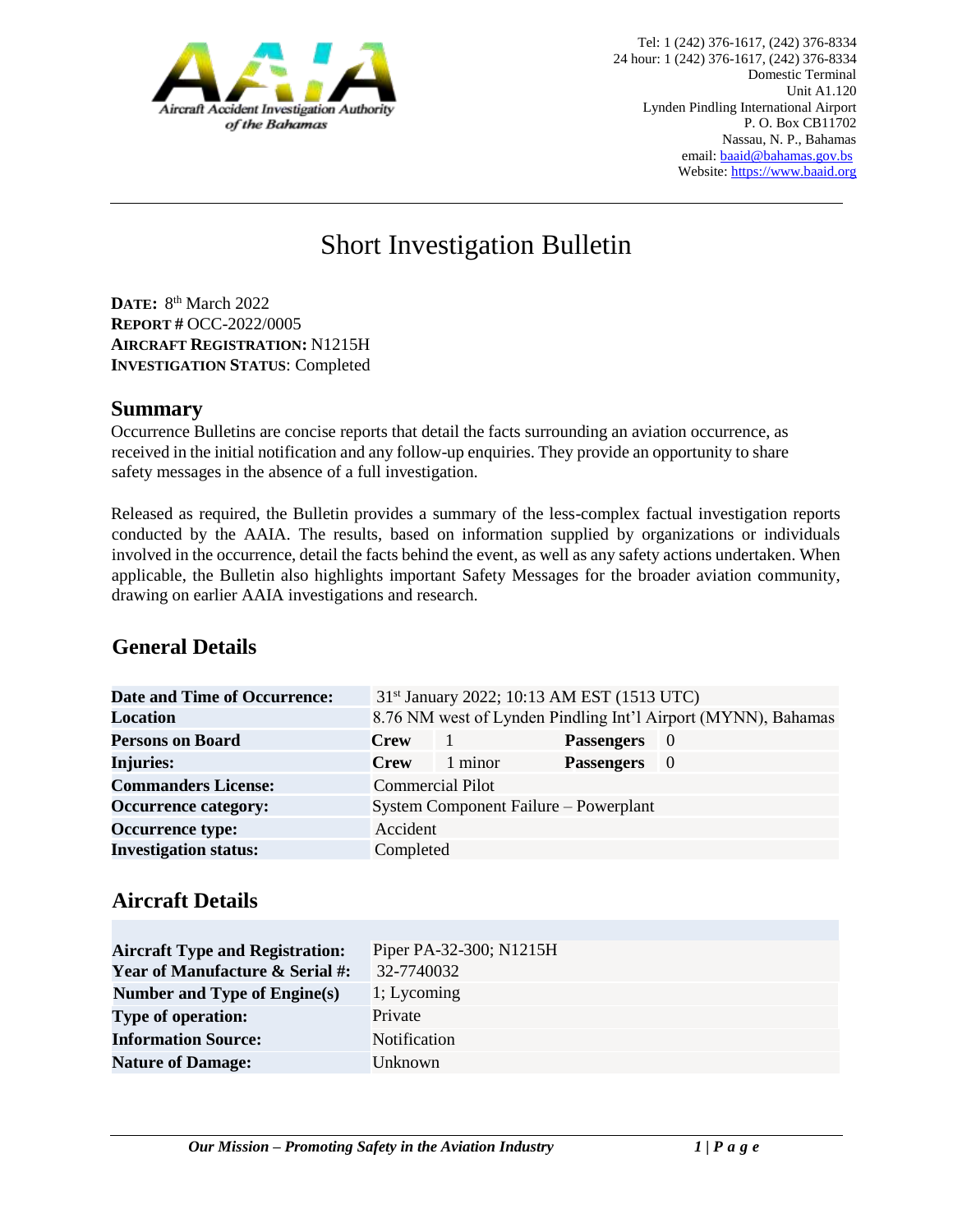Tel: 1 (242) 376-1617, (242) 376-8334
24 hour: 1 (242) 376-1617, (242) 376-8334
Domestic Terminal
Unit A1.120
Lynden Pindling International Airport
P. O. Box CB11702
Nassau, N. P., Bahamas
email: baaid@bahamas.gov.bs
Website: https://www.baaid.org

AAIA — Aircraft Accident Investigation Authority of the Bahamas

# Short Investigation Bulletin

**DATE:** 8th March 2022
**REPORT #** OCC-2022/0005
**AIRCRAFT REGISTRATION:** N1215H
**INVESTIGATION STATUS**: Completed

## Summary

Occurrence Bulletins are concise reports that detail the facts surrounding an aviation occurrence, as received in the initial notification and any follow-up enquiries. They provide an opportunity to share safety messages in the absence of a full investigation.

Released as required, the Bulletin provides a summary of the less-complex factual investigation reports conducted by the AAIA. The results, based on information supplied by organizations or individuals involved in the occurrence, detail the facts behind the event, as well as any safety actions undertaken. When applicable, the Bulletin also highlights important Safety Messages for the broader aviation community, drawing on earlier AAIA investigations and research.

## General Details

| | | | | |
|---|---|---|---|---|
| **Date and Time of Occurrence:** | 31st January 2022; 10:13 AM EST (1513 UTC) | | | |
| **Location** | 8.76 NM west of Lynden Pindling Int'l Airport (MYNN), Bahamas | | | |
| **Persons on Board** | **Crew** | 1 | **Passengers** | 0 |
| **Injuries:** | **Crew** | 1 minor | **Passengers** | 0 |
| **Commanders License:** | Commercial Pilot | | | |
| **Occurrence category:** | System Component Failure – Powerplant | | | |
| **Occurrence type:** | Accident | | | |
| **Investigation status:** | Completed | | | |

## Aircraft Details

| | |
|---|---|
| **Aircraft Type and Registration:** | Piper PA-32-300; N1215H |
| **Year of Manufacture & Serial #:** | 32-7740032 |
| **Number and Type of Engine(s)** | 1; Lycoming |
| **Type of operation:** | Private |
| **Information Source:** | Notification |
| **Nature of Damage:** | Unknown |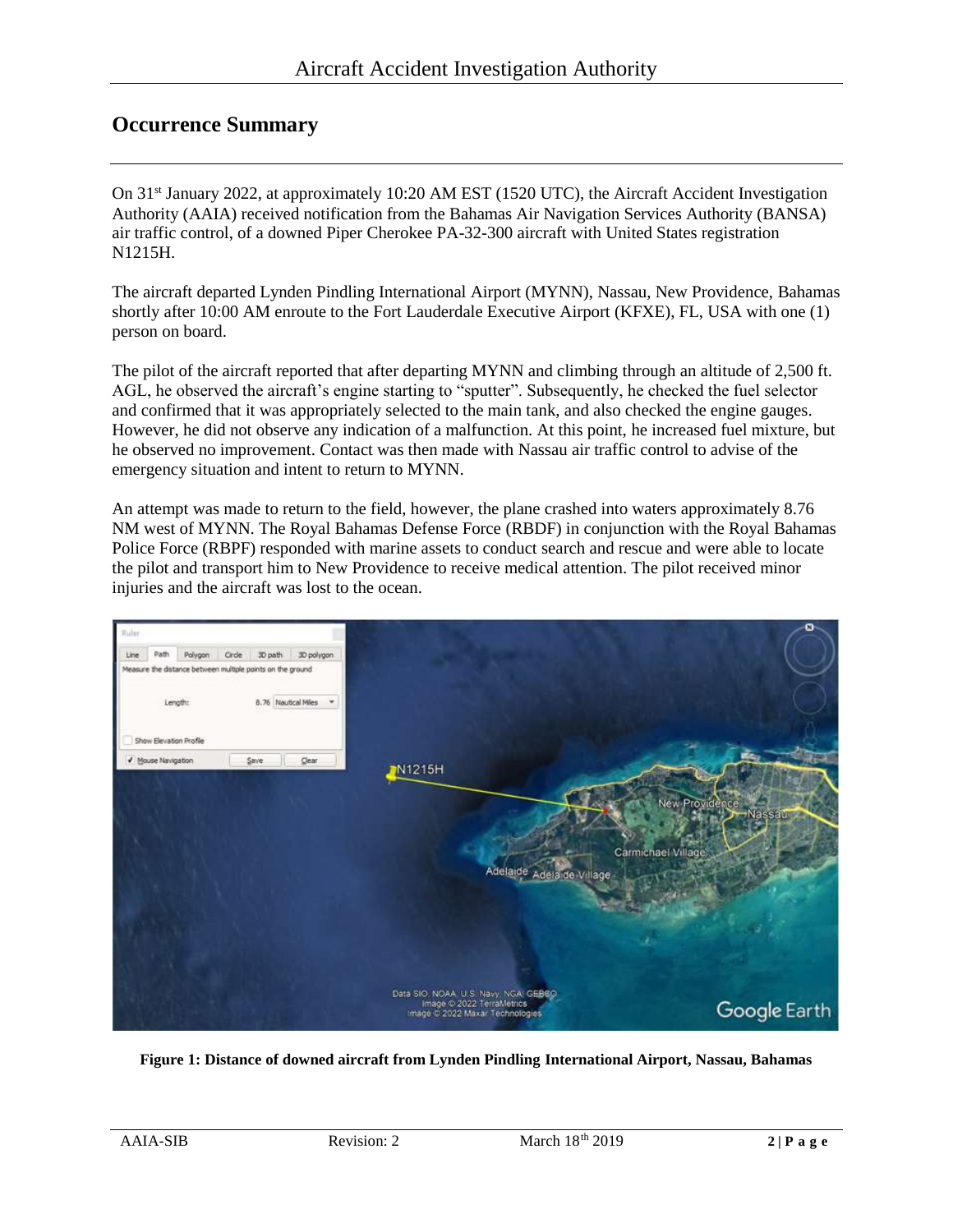## Occurrence Summary

On 31st January 2022, at approximately 10:20 AM EST (1520 UTC), the Aircraft Accident Investigation Authority (AAIA) received notification from the Bahamas Air Navigation Services Authority (BANSA) air traffic control, of a downed Piper Cherokee PA-32-300 aircraft with United States registration N1215H.

The aircraft departed Lynden Pindling International Airport (MYNN), Nassau, New Providence, Bahamas shortly after 10:00 AM enroute to the Fort Lauderdale Executive Airport (KFXE), FL, USA with one (1) person on board.

The pilot of the aircraft reported that after departing MYNN and climbing through an altitude of 2,500 ft. AGL, he observed the aircraft's engine starting to "sputter". Subsequently, he checked the fuel selector and confirmed that it was appropriately selected to the main tank, and also checked the engine gauges. However, he did not observe any indication of a malfunction. At this point, he increased fuel mixture, but he observed no improvement. Contact was then made with Nassau air traffic control to advise of the emergency situation and intent to return to MYNN.

An attempt was made to return to the field, however, the plane crashed into waters approximately 8.76 NM west of MYNN. The Royal Bahamas Defense Force (RBDF) in conjunction with the Royal Bahamas Police Force (RBPF) responded with marine assets to conduct search and rescue and were able to locate the pilot and transport him to New Providence to receive medical attention. The pilot received minor injuries and the aircraft was lost to the ocean.

**Figure 1: Distance of downed aircraft from Lynden Pindling International Airport, Nassau, Bahamas**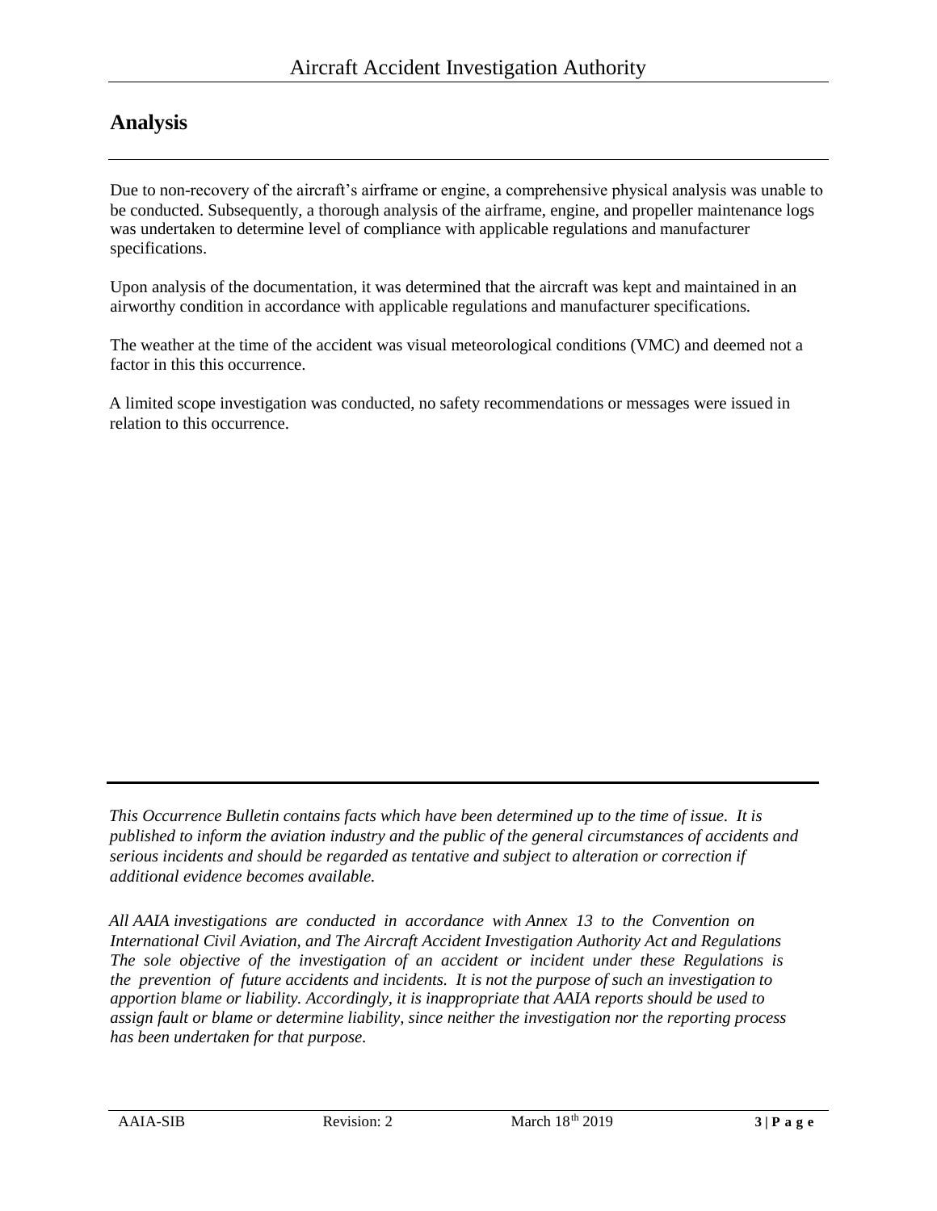## Analysis

Due to non-recovery of the aircraft's airframe or engine, a comprehensive physical analysis was unable to be conducted. Subsequently, a thorough analysis of the airframe, engine, and propeller maintenance logs was undertaken to determine level of compliance with applicable regulations and manufacturer specifications.

Upon analysis of the documentation, it was determined that the aircraft was kept and maintained in an airworthy condition in accordance with applicable regulations and manufacturer specifications.

The weather at the time of the accident was visual meteorological conditions (VMC) and deemed not a factor in this this occurrence.

A limited scope investigation was conducted, no safety recommendations or messages were issued in relation to this occurrence.

---

*This Occurrence Bulletin contains facts which have been determined up to the time of issue. It is published to inform the aviation industry and the public of the general circumstances of accidents and serious incidents and should be regarded as tentative and subject to alteration or correction if additional evidence becomes available.*

*All AAIA investigations are conducted in accordance with Annex 13 to the Convention on International Civil Aviation, and The Aircraft Accident Investigation Authority Act and Regulations The sole objective of the investigation of an accident or incident under these Regulations is the prevention of future accidents and incidents. It is not the purpose of such an investigation to apportion blame or liability. Accordingly, it is inappropriate that AAIA reports should be used to assign fault or blame or determine liability, since neither the investigation nor the reporting process has been undertaken for that purpose.*